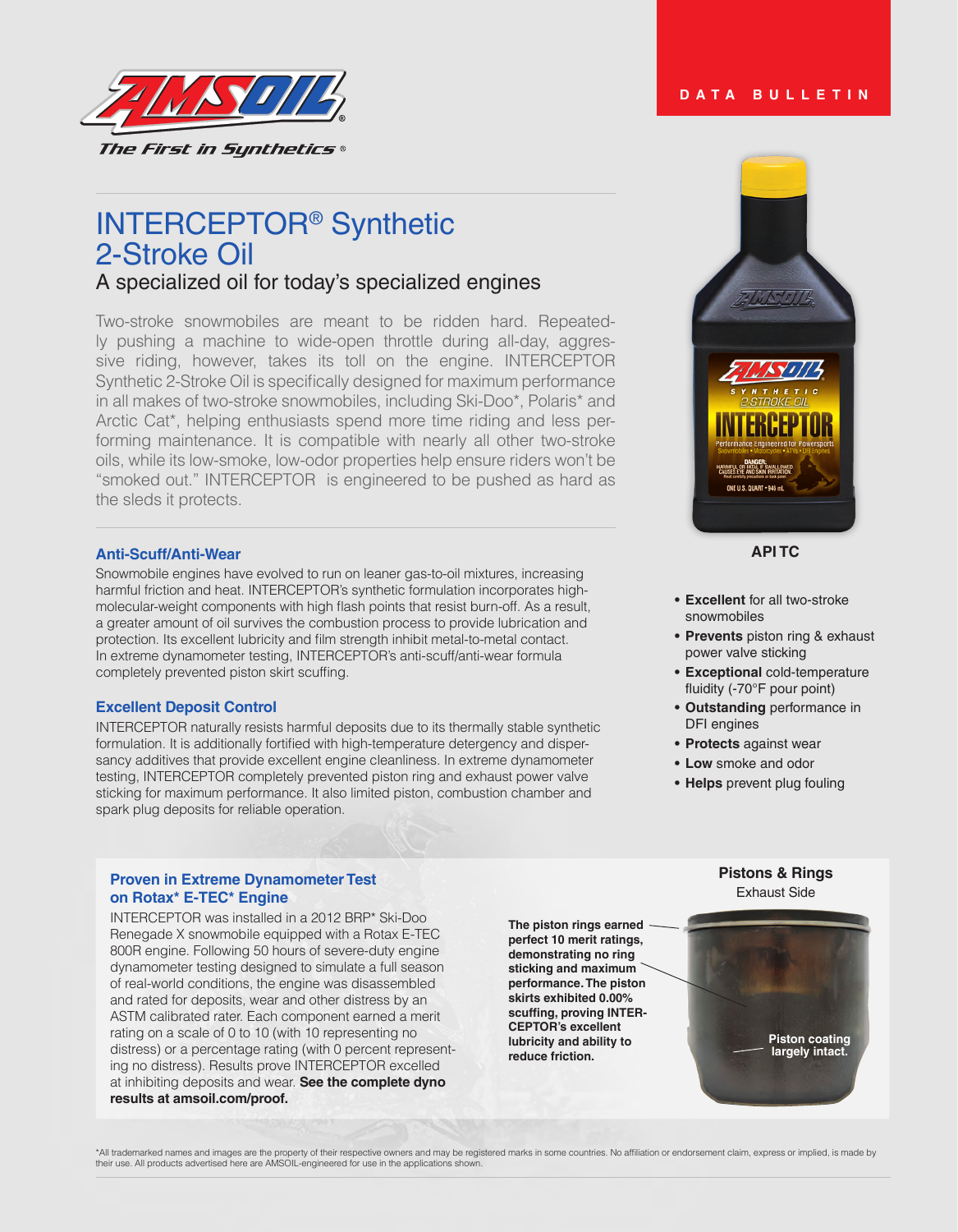DATA BULLETIN

# INTERCEPTOR® Synthetic 2-Stroke Oil

## A specialized oil for today's specialized engines

Two-stroke snowmobiles are meant to be ridden hard. Repeatedly pushing a machine to wide-open throttle during all-day, aggressive riding, however, takes its toll on the engine. INTERCEPTOR Synthetic 2-Stroke Oil is specifically designed for maximum performance in all makes of two-stroke snowmobiles, including Ski-Doo*, Polaris* and Arctic Cat*, helping enthusiasts spend more time riding and less performing maintenance. It is compatible with nearly all other two-stroke oils, while its low-smoke, low-odor properties help ensure riders won't be "smoked out." INTERCEPTOR is engineered to be pushed as hard as the sleds it protects.

**API TC**

- **Excellent** for all two-stroke snowmobiles
- **Prevents** piston ring & exhaust power valve sticking
- **Exceptional** cold-temperature fluidity (-70°F pour point)
- **Outstanding** performance in DFI engines
- **Protects** against wear
- **Low** smoke and odor
- **Helps** prevent plug fouling

### Anti-Scuff/Anti-Wear

Snowmobile engines have evolved to run on leaner gas-to-oil mixtures, increasing harmful friction and heat. INTERCEPTOR's synthetic formulation incorporates high-molecular-weight components with high flash points that resist burn-off. As a result, a greater amount of oil survives the combustion process to provide lubrication and protection. Its excellent lubricity and film strength inhibit metal-to-metal contact. In extreme dynamometer testing, INTERCEPTOR's anti-scuff/anti-wear formula completely prevented piston skirt scuffing.

### Excellent Deposit Control

INTERCEPTOR naturally resists harmful deposits due to its thermally stable synthetic formulation. It is additionally fortified with high-temperature detergency and dispersancy additives that provide excellent engine cleanliness. In extreme dynamometer testing, INTERCEPTOR completely prevented piston ring and exhaust power valve sticking for maximum performance. It also limited piston, combustion chamber and spark plug deposits for reliable operation.

### Proven in Extreme Dynamometer Test on Rotax* E-TEC* Engine

INTERCEPTOR was installed in a 2012 BRP* Ski-Doo Renegade X snowmobile equipped with a Rotax E-TEC 800R engine. Following 50 hours of severe-duty engine dynamometer testing designed to simulate a full season of real-world conditions, the engine was disassembled and rated for deposits, wear and other distress by an ASTM calibrated rater. Each component earned a merit rating on a scale of 0 to 10 (with 10 representing no distress) or a percentage rating (with 0 percent representing no distress). Results prove INTERCEPTOR excelled at inhibiting deposits and wear. **See the complete dyno results at amsoil.com/proof.**

**The piston rings earned perfect 10 merit ratings, demonstrating no ring sticking and maximum performance. The piston skirts exhibited 0.00% scuffing, proving INTERCEPTOR's excellent lubricity and ability to reduce friction.**

**Pistons & Rings**
Exhaust Side

**Piston coating largely intact.**

*All trademarked names and images are the property of their respective owners and may be registered marks in some countries. No affiliation or endorsement claim, express or implied, is made by their use. All products advertised here are AMSOIL-engineered for use in the applications shown.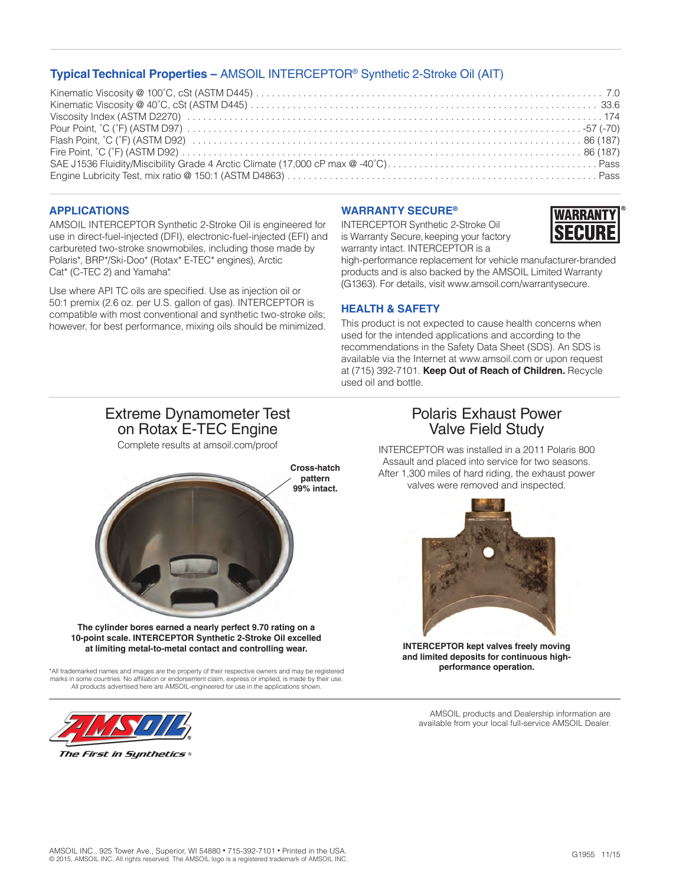## Typical Technical Properties – AMSOIL INTERCEPTOR® Synthetic 2-Stroke Oil (AIT)

| | |
|---|---|
| Kinematic Viscosity @ 100˚C, cSt (ASTM D445) | 7.0 |
| Kinematic Viscosity @ 40˚C, cSt (ASTM D445) | 33.6 |
| Viscosity Index (ASTM D2270) | 174 |
| Pour Point, ˚C (˚F) (ASTM D97) | -57 (-70) |
| Flash Point, ˚C (˚F) (ASTM D92) | 86 (187) |
| Fire Point, ˚C (˚F) (ASTM D92) | 86 (187) |
| SAE J1536 Fluidity/Miscibility Grade 4 Arctic Climate (17,000 cP max @ -40˚C) | Pass |
| Engine Lubricity Test, mix ratio @ 150:1 (ASTM D4863) | Pass |

### APPLICATIONS

AMSOIL INTERCEPTOR Synthetic 2-Stroke Oil is engineered for use in direct-fuel-injected (DFI), electronic-fuel-injected (EFI) and carbureted two-stroke snowmobiles, including those made by Polaris*, BRP*/Ski-Doo* (Rotax* E-TEC* engines), Arctic Cat* (C-TEC 2) and Yamaha*.

Use where API TC oils are specified. Use as injection oil or 50:1 premix (2.6 oz. per U.S. gallon of gas). INTERCEPTOR is compatible with most conventional and synthetic two-stroke oils; however, for best performance, mixing oils should be minimized.

### WARRANTY SECURE®

INTERCEPTOR Synthetic 2-Stroke Oil is Warranty Secure, keeping your factory warranty intact. INTERCEPTOR is a high-performance replacement for vehicle manufacturer-branded products and is also backed by the AMSOIL Limited Warranty (G1363). For details, visit www.amsoil.com/warrantysecure.

### HEALTH & SAFETY

This product is not expected to cause health concerns when used for the intended applications and according to the recommendations in the Safety Data Sheet (SDS). An SDS is available via the Internet at www.amsoil.com or upon request at (715) 392-7101. **Keep Out of Reach of Children.** Recycle used oil and bottle.

## Extreme Dynamometer Test on Rotax E-TEC Engine

Complete results at amsoil.com/proof

**Cross-hatch pattern 99% intact.**

**The cylinder bores earned a nearly perfect 9.70 rating on a 10-point scale. INTERCEPTOR Synthetic 2-Stroke Oil excelled at limiting metal-to-metal contact and controlling wear.**

## Polaris Exhaust Power Valve Field Study

INTERCEPTOR was installed in a 2011 Polaris 800 Assault and placed into service for two seasons. After 1,300 miles of hard riding, the exhaust power valves were removed and inspected.

**INTERCEPTOR kept valves freely moving and limited deposits for continuous high-performance operation.**

*All trademarked names and images are the property of their respective owners and may be registered marks in some countries. No affiliation or endorsement claim, express or implied, is made by their use. All products advertised here are AMSOIL-engineered for use in the applications shown.

AMSOIL® The First in Synthetics®

AMSOIL products and Dealership information are available from your local full-service AMSOIL Dealer.

AMSOIL INC., 925 Tower Ave., Superior, WI 54880 • 715-392-7101 • Printed in the USA.
© 2015, AMSOIL INC. All rights reserved. The AMSOIL logo is a registered trademark of AMSOIL INC.

G1955 11/15